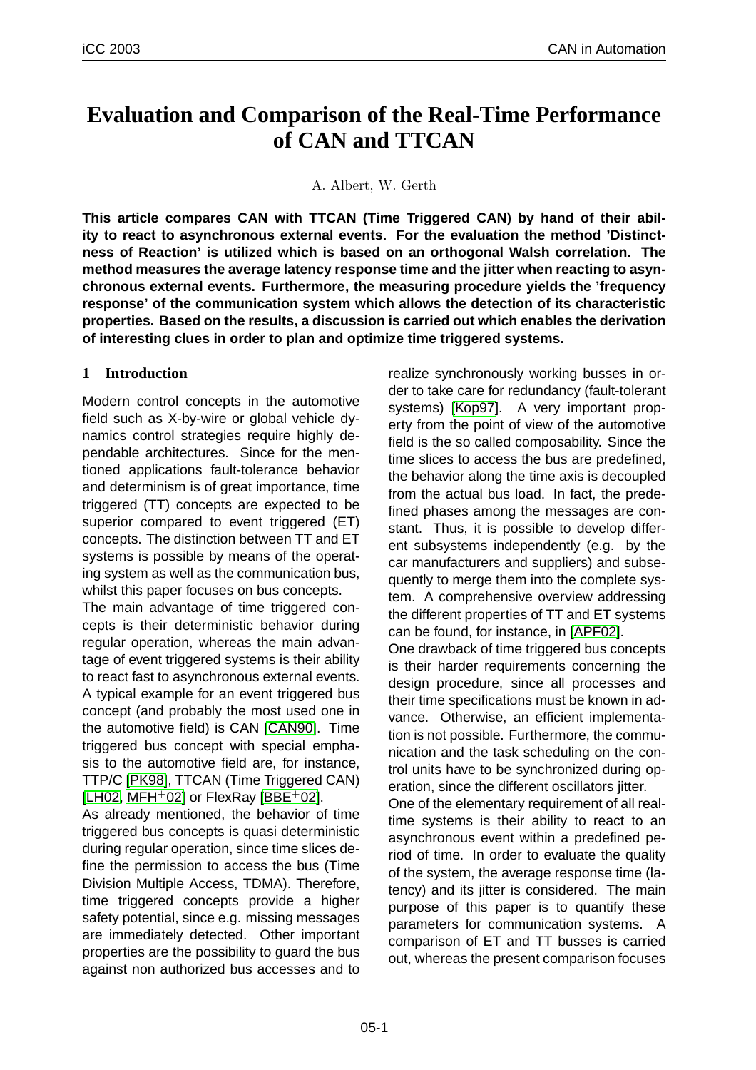# Evaluation and Comparison of the Real-Time Performance of CAN and TTCAN

A. Albert, W. Gerth

**This article compares CAN with TTCAN (Time Triggered CAN) by hand of their ability to react to asynchronous external events. For the evaluation the method 'Distinctness of Reaction' is utilized which is based on an orthogonal Walsh correlation. The method measures the average latency response time and the jitter when reacting to asynchronous external events. Furthermore, the measuring procedure yields the 'frequency response' of the communication system which allows the detection of its characteristic properties. Based on the results, a discussion is carried out which enables the derivation of interesting clues in order to plan and optimize time triggered systems.**

## 1 Introduction

Modern control concepts in the automotive field such as X-by-wire or global vehicle dynamics control strategies require highly dependable architectures. Since for the mentioned applications fault-tolerance behavior and determinism is of great importance, time triggered (TT) concepts are expected to be superior compared to event triggered (ET) concepts. The distinction between TT and ET systems is possible by means of the operating system as well as the communication bus, whilst this paper focuses on bus concepts.

The main advantage of time triggered concepts is their deterministic behavior during regular operation, whereas the main advantage of event triggered systems is their ability to react fast to asynchronous external events. A typical example for an event triggered bus concept (and probably the most used one in the automotive field) is CAN [CAN90]. Time triggered bus concept with special emphasis to the automotive field are, for instance, TTP/C [PK98], TTCAN (Time Triggered CAN) [LH02, MFH+02] or FlexRay [BBE+02].

As already mentioned, the behavior of time triggered bus concepts is quasi deterministic during regular operation, since time slices define the permission to access the bus (Time Division Multiple Access, TDMA). Therefore, time triggered concepts provide a higher safety potential, since e.g. missing messages are immediately detected. Other important properties are the possibility to guard the bus against non authorized bus accesses and to realize synchronously working busses in order to take care for redundancy (fault-tolerant systems) [Kop97]. A very important property from the point of view of the automotive field is the so called composability. Since the time slices to access the bus are predefined, the behavior along the time axis is decoupled from the actual bus load. In fact, the predefined phases among the messages are constant. Thus, it is possible to develop different subsystems independently (e.g. by the car manufacturers and suppliers) and subsequently to merge them into the complete system. A comprehensive overview addressing the different properties of TT and ET systems can be found, for instance, in [APF02].

One drawback of time triggered bus concepts is their harder requirements concerning the design procedure, since all processes and their time specifications must be known in advance. Otherwise, an efficient implementation is not possible. Furthermore, the communication and the task scheduling on the control units have to be synchronized during operation, since the different oscillators jitter.

One of the elementary requirement of all real-time systems is their ability to react to an asynchronous event within a predefined period of time. In order to evaluate the quality of the system, the average response time (latency) and its jitter is considered. The main purpose of this paper is to quantify these parameters for communication systems. A comparison of ET and TT busses is carried out, whereas the present comparison focuses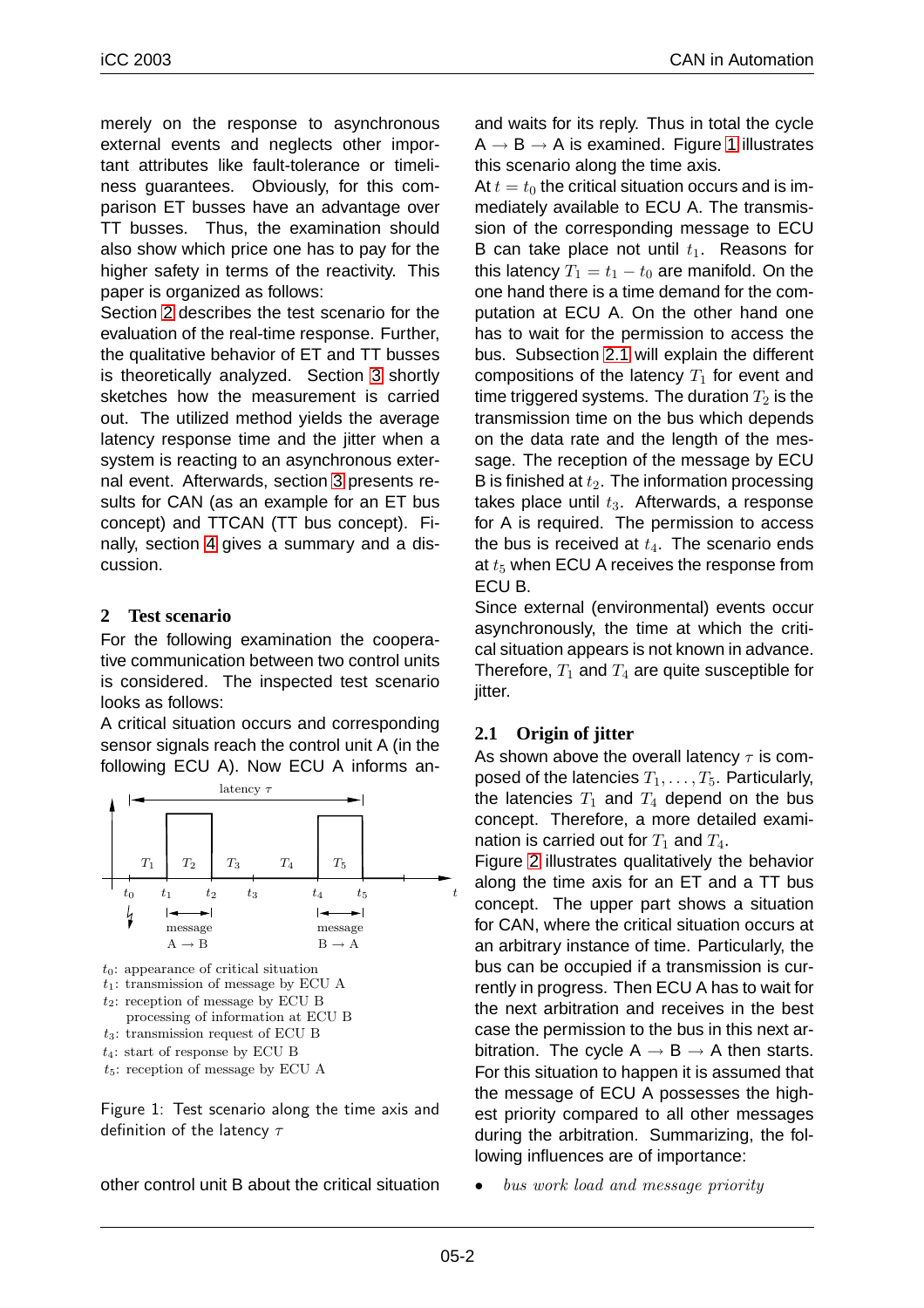merely on the response to asynchronous external events and neglects other important attributes like fault-tolerance or timeliness guarantees. Obviously, for this comparison ET busses have an advantage over TT busses. Thus, the examination should also show which price one has to pay for the higher safety in terms of the reactivity. This paper is organized as follows:

Section 2 describes the test scenario for the evaluation of the real-time response. Further, the qualitative behavior of ET and TT busses is theoretically analyzed. Section 3 shortly sketches how the measurement is carried out. The utilized method yields the average latency response time and the jitter when a system is reacting to an asynchronous external event. Afterwards, section 3 presents results for CAN (as an example for an ET bus concept) and TTCAN (TT bus concept). Finally, section 4 gives a summary and a discussion.

## 2 Test scenario

For the following examination the cooperative communication between two control units is considered. The inspected test scenario looks as follows:

A critical situation occurs and corresponding sensor signals reach the control unit A (in the following ECU A). Now ECU A informs another control unit B about the critical situation and waits for its reply. Thus in total the cycle A → B → A is examined. Figure 1 illustrates this scenario along the time axis.

$t_0$: appearance of critical situation
$t_1$: transmission of message by ECU A
$t_2$: reception of message by ECU B
processing of information at ECU B
$t_3$: transmission request of ECU B
$t_4$: start of response by ECU B
$t_5$: reception of message by ECU A

Figure 1: Test scenario along the time axis and definition of the latency $\tau$

At $t = t_0$ the critical situation occurs and is immediately available to ECU A. The transmission of the corresponding message to ECU B can take place not until $t_1$. Reasons for this latency $T_1 = t_1 - t_0$ are manifold. On the one hand there is a time demand for the computation at ECU A. On the other hand one has to wait for the permission to access the bus. Subsection 2.1 will explain the different compositions of the latency $T_1$ for event and time triggered systems. The duration $T_2$ is the transmission time on the bus which depends on the data rate and the length of the message. The reception of the message by ECU B is finished at $t_2$. The information processing takes place until $t_3$. Afterwards, a response for A is required. The permission to access the bus is received at $t_4$. The scenario ends at $t_5$ when ECU A receives the response from ECU B.

Since external (environmental) events occur asynchronously, the time at which the critical situation appears is not known in advance. Therefore, $T_1$ and $T_4$ are quite susceptible for jitter.

### 2.1 Origin of jitter

As shown above the overall latency $\tau$ is composed of the latencies $T_1, \ldots, T_5$. Particularly, the latencies $T_1$ and $T_4$ depend on the bus concept. Therefore, a more detailed examination is carried out for $T_1$ and $T_4$.

Figure 2 illustrates qualitatively the behavior along the time axis for an ET and a TT bus concept. The upper part shows a situation for CAN, where the critical situation occurs at an arbitrary instance of time. Particularly, the bus can be occupied if a transmission is currently in progress. Then ECU A has to wait for the next arbitration and receives in the best case the permission to the bus in this next arbitration. The cycle A → B → A then starts. For this situation to happen it is assumed that the message of ECU A possesses the highest priority compared to all other messages during the arbitration. Summarizing, the following influences are of importance:

- *bus work load and message priority*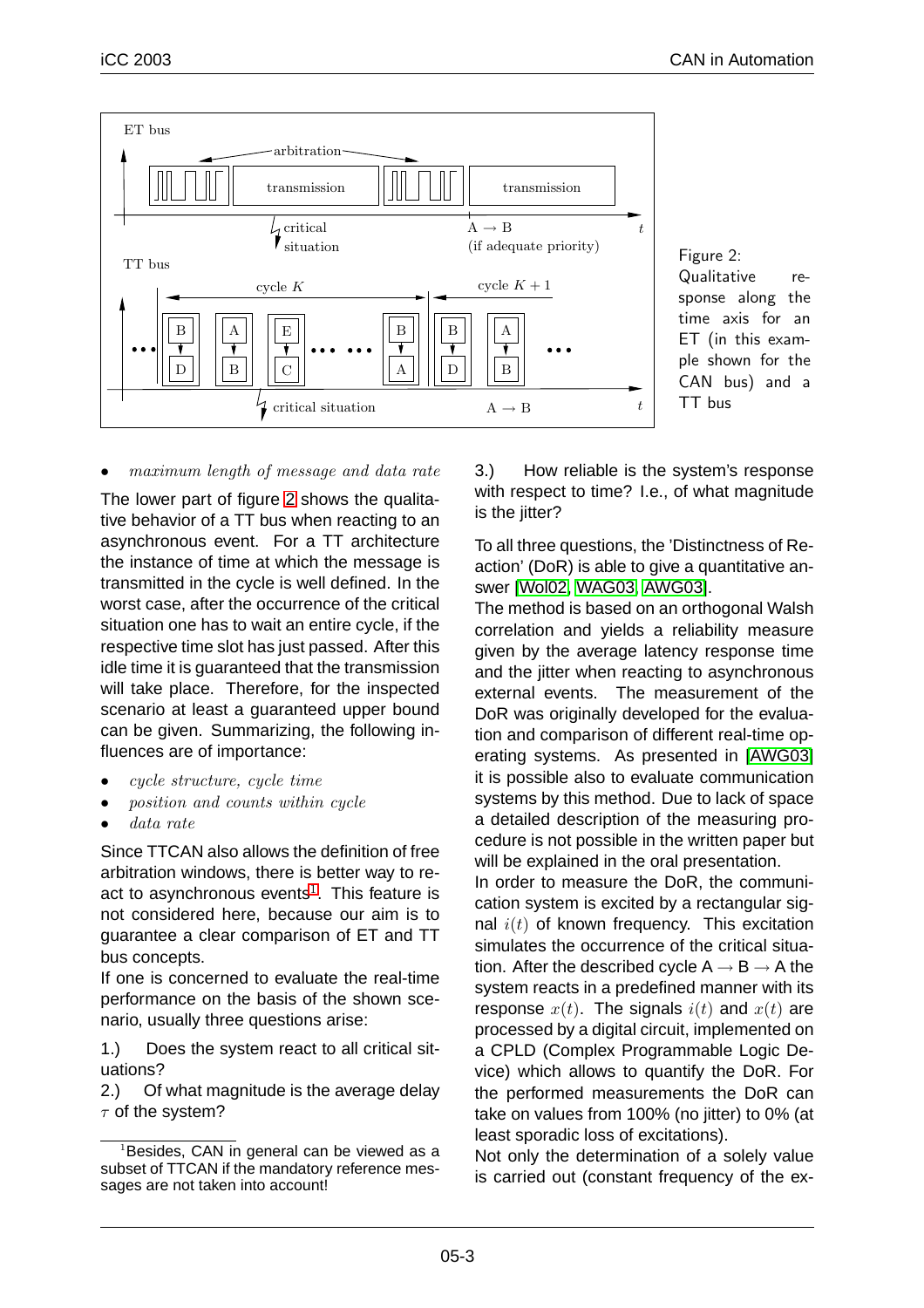Figure 2: Qualitative response along the time axis for an ET (in this example shown for the CAN bus) and a TT bus

- *maximum length of message and data rate*

The lower part of figure 2 shows the qualitative behavior of a TT bus when reacting to an asynchronous event. For a TT architecture the instance of time at which the message is transmitted in the cycle is well defined. In the worst case, after the occurrence of the critical situation one has to wait an entire cycle, if the respective time slot has just passed. After this idle time it is guaranteed that the transmission will take place. Therefore, for the inspected scenario at least a guaranteed upper bound can be given. Summarizing, the following influences are of importance:

- *cycle structure, cycle time*
- *position and counts within cycle*
- *data rate*

Since TTCAN also allows the definition of free arbitration windows, there is better way to react to asynchronous events[1]. This feature is not considered here, because our aim is to guarantee a clear comparison of ET and TT bus concepts.

If one is concerned to evaluate the real-time performance on the basis of the shown scenario, usually three questions arise:

1.) Does the system react to all critical situations?

2.) Of what magnitude is the average delay $\tau$ of the system?

3.) How reliable is the system's response with respect to time? I.e., of what magnitude is the jitter?

To all three questions, the 'Distinctness of Reaction' (DoR) is able to give a quantitative answer [Wol02, WAG03, AWG03].

The method is based on an orthogonal Walsh correlation and yields a reliability measure given by the average latency response time and the jitter when reacting to asynchronous external events. The measurement of the DoR was originally developed for the evaluation and comparison of different real-time operating systems. As presented in [AWG03] it is possible also to evaluate communication systems by this method. Due to lack of space a detailed description of the measuring procedure is not possible in the written paper but will be explained in the oral presentation.

In order to measure the DoR, the communication system is excited by a rectangular signal $i(t)$ of known frequency. This excitation simulates the occurrence of the critical situation. After the described cycle A $\rightarrow$ B $\rightarrow$ A the system reacts in a predefined manner with its response $x(t)$. The signals $i(t)$ and $x(t)$ are processed by a digital circuit, implemented on a CPLD (Complex Programmable Logic Device) which allows to quantify the DoR. For the performed measurements the DoR can take on values from 100% (no jitter) to 0% (at least sporadic loss of excitations).

Not only the determination of a solely value is carried out (constant frequency of the ex-

[1] Besides, CAN in general can be viewed as a subset of TTCAN if the mandatory reference messages are not taken into account!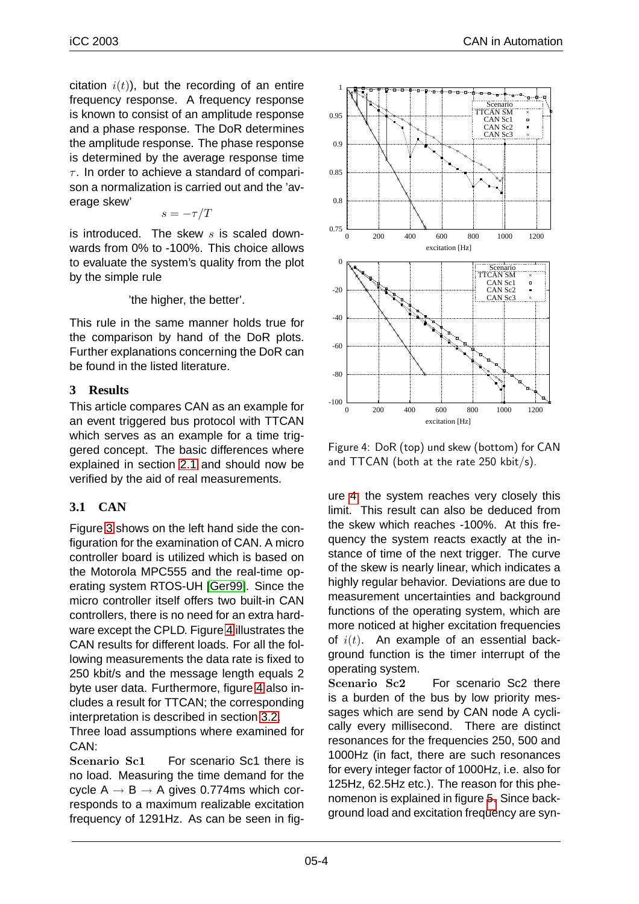citation $i(t)$), but the recording of an entire frequency response. A frequency response is known to consist of an amplitude response and a phase response. The DoR determines the amplitude response. The phase response is determined by the average response time $\tau$. In order to achieve a standard of comparison a normalization is carried out and the 'average skew'

$$s = -\tau/T$$

is introduced. The skew $s$ is scaled downwards from 0% to -100%. This choice allows to evaluate the system's quality from the plot by the simple rule

'the higher, the better'.

This rule in the same manner holds true for the comparison by hand of the DoR plots. Further explanations concerning the DoR can be found in the listed literature.

## 3 Results

This article compares CAN as an example for an event triggered bus protocol with TTCAN which serves as an example for a time triggered concept. The basic differences where explained in section 2.1 and should now be verified by the aid of real measurements.

### 3.1 CAN

Figure 3 shows on the left hand side the configuration for the examination of CAN. A micro controller board is utilized which is based on the Motorola MPC555 and the real-time operating system RTOS-UH [Ger99]. Since the micro controller itself offers two built-in CAN controllers, there is no need for an extra hardware except the CPLD. Figure 4 illustrates the CAN results for different loads. For all the following measurements the data rate is fixed to 250 kbit/s and the message length equals 2 byte user data. Furthermore, figure 4 also includes a result for TTCAN; the corresponding interpretation is described in section 3.2.

Three load assumptions where examined for CAN:

**Scenario Sc1** For scenario Sc1 there is no load. Measuring the time demand for the cycle A → B → A gives 0.774ms which corresponds to a maximum realizable excitation frequency of 1291Hz. As can be seen in figure 4 the system reaches very closely this limit. This result can also be deduced from the skew which reaches -100%. At this frequency the system reacts exactly at the instance of time of the next trigger. The curve of the skew is nearly linear, which indicates a highly regular behavior. Deviations are due to measurement uncertainties and background functions of the operating system, which are more noticed at higher excitation frequencies of $i(t)$. An example of an essential background function is the timer interrupt of the operating system.

**Scenario Sc2** For scenario Sc2 there is a burden of the bus by low priority messages which are send by CAN node A cyclically every millisecond. There are distinct resonances for the frequencies 250, 500 and 1000Hz (in fact, there are such resonances for every integer factor of 1000Hz, i.e. also for 125Hz, 62.5Hz etc.). The reason for this phenomenon is explained in figure 5. Since background load and excitation frequency are syn-

Figure 4: DoR (top) und skew (bottom) for CAN and TTCAN (both at the rate 250 kbit/s).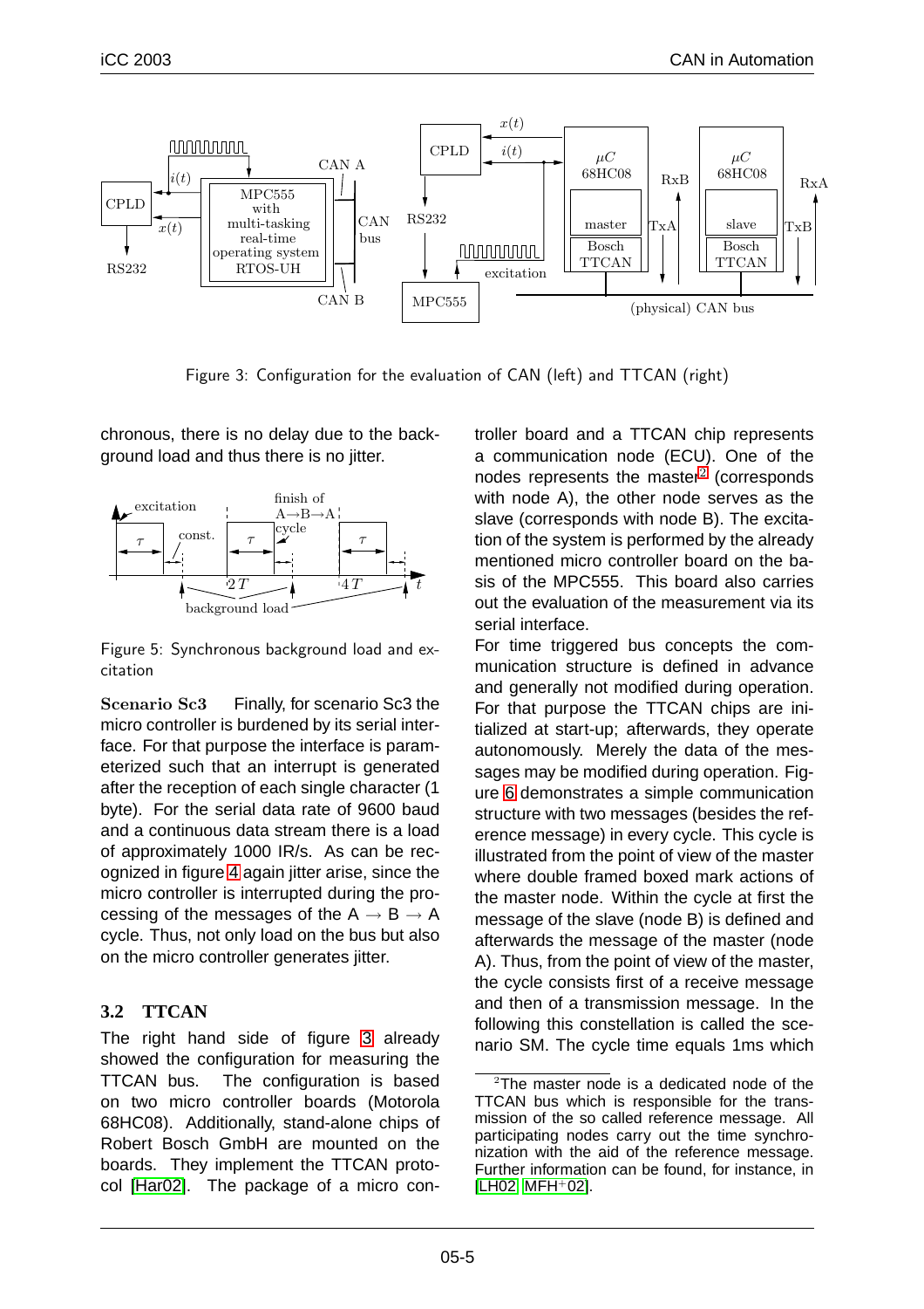Figure 3: Configuration for the evaluation of CAN (left) and TTCAN (right)

chronous, there is no delay due to the background load and thus there is no jitter.

Figure 5: Synchronous background load and excitation

**Scenario Sc3** Finally, for scenario Sc3 the micro controller is burdened by its serial interface. For that purpose the interface is parameterized such that an interrupt is generated after the reception of each single character (1 byte). For the serial data rate of 9600 baud and a continuous data stream there is a load of approximately 1000 IR/s. As can be recognized in figure 4 again jitter arise, since the micro controller is interrupted during the processing of the messages of the A → B → A cycle. Thus, not only load on the bus but also on the micro controller generates jitter.

### 3.2 TTCAN

The right hand side of figure 3 already showed the configuration for measuring the TTCAN bus. The configuration is based on two micro controller boards (Motorola 68HC08). Additionally, stand-alone chips of Robert Bosch GmbH are mounted on the boards. They implement the TTCAN protocol [Har02]. The package of a micro controller board and a TTCAN chip represents a communication node (ECU). One of the nodes represents the master[2] (corresponds with node A), the other node serves as the slave (corresponds with node B). The excitation of the system is performed by the already mentioned micro controller board on the basis of the MPC555. This board also carries out the evaluation of the measurement via its serial interface.

For time triggered bus concepts the communication structure is defined in advance and generally not modified during operation. For that purpose the TTCAN chips are initialized at start-up; afterwards, they operate autonomously. Merely the data of the messages may be modified during operation. Figure 6 demonstrates a simple communication structure with two messages (besides the reference message) in every cycle. This cycle is illustrated from the point of view of the master where double framed boxed mark actions of the master node. Within the cycle at first the message of the slave (node B) is defined and afterwards the message of the master (node A). Thus, from the point of view of the master, the cycle consists first of a receive message and then of a transmission message. In the following this constellation is called the scenario SM. The cycle time equals 1ms which

[2] The master node is a dedicated node of the TTCAN bus which is responsible for the transmission of the so called reference message. All participating nodes carry out the time synchronization with the aid of the reference message. Further information can be found, for instance, in [LH02, MFH+02].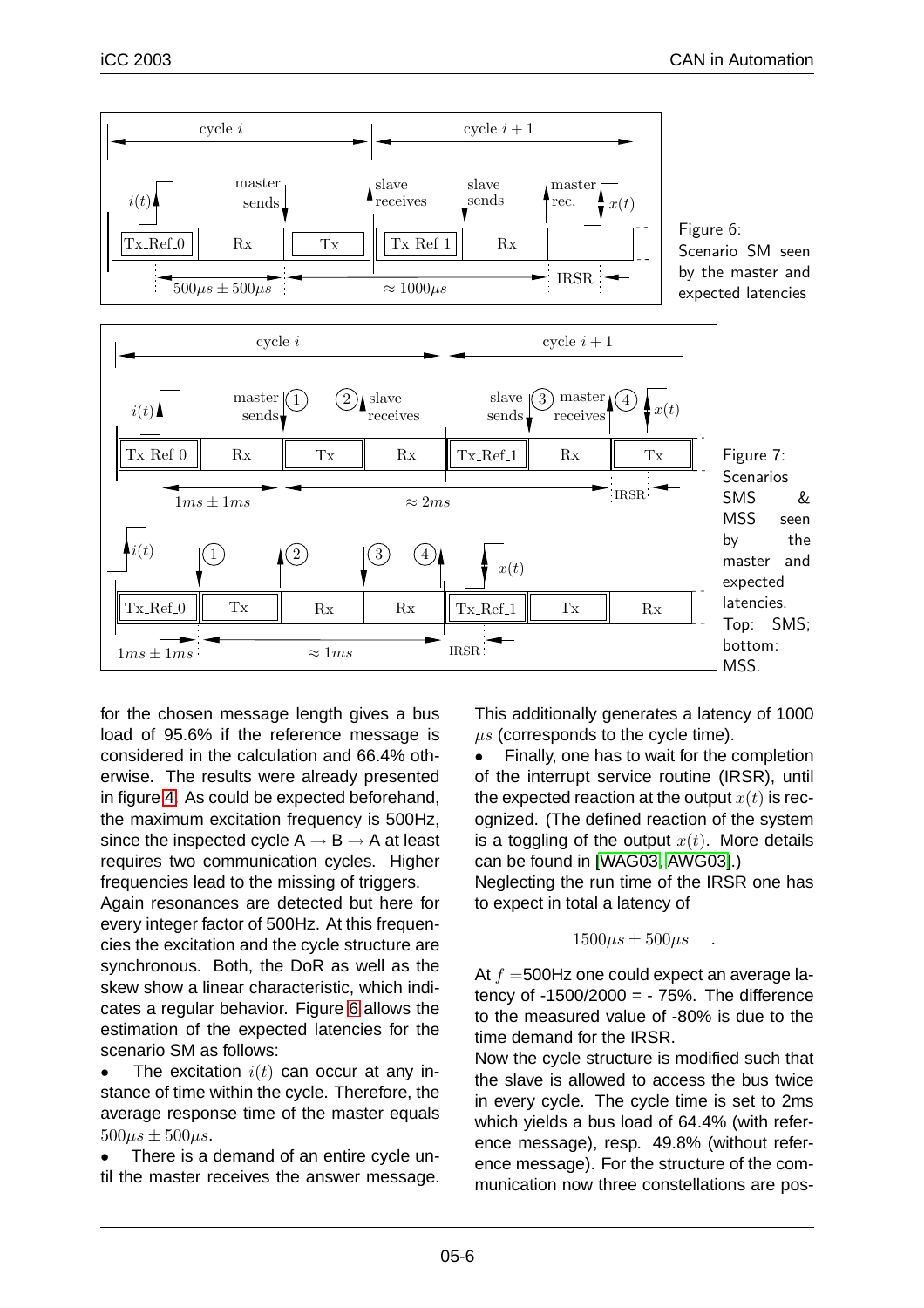Figure 6: Scenario SM seen by the master and expected latencies

Figure 7: Scenarios SMS & MSS seen by the master and expected latencies. Top: SMS; bottom: MSS.

for the chosen message length gives a bus load of 95.6% if the reference message is considered in the calculation and 66.4% otherwise. The results were already presented in figure 4. As could be expected beforehand, the maximum excitation frequency is 500Hz, since the inspected cycle A → B → A at least requires two communication cycles. Higher frequencies lead to the missing of triggers.

Again resonances are detected but here for every integer factor of 500Hz. At this frequencies the excitation and the cycle structure are synchronous. Both, the DoR as well as the skew show a linear characteristic, which indicates a regular behavior. Figure 6 allows the estimation of the expected latencies for the scenario SM as follows:

- The excitation $i(t)$ can occur at any instance of time within the cycle. Therefore, the average response time of the master equals $500\mu s \pm 500\mu s$.
- There is a demand of an entire cycle until the master receives the answer message. This additionally generates a latency of 1000 $\mu s$ (corresponds to the cycle time).
- Finally, one has to wait for the completion of the interrupt service routine (IRSR), until the expected reaction at the output $x(t)$ is recognized. (The defined reaction of the system is a toggling of the output $x(t)$. More details can be found in [WAG03, AWG03].)

Neglecting the run time of the IRSR one has to expect in total a latency of

$$1500\mu s \pm 500\mu s \quad .$$

At $f$ =500Hz one could expect an average latency of -1500/2000 = - 75%. The difference to the measured value of -80% is due to the time demand for the IRSR.

Now the cycle structure is modified such that the slave is allowed to access the bus twice in every cycle. The cycle time is set to 2ms which yields a bus load of 64.4% (with reference message), resp. 49.8% (without reference message). For the structure of the communication now three constellations are pos-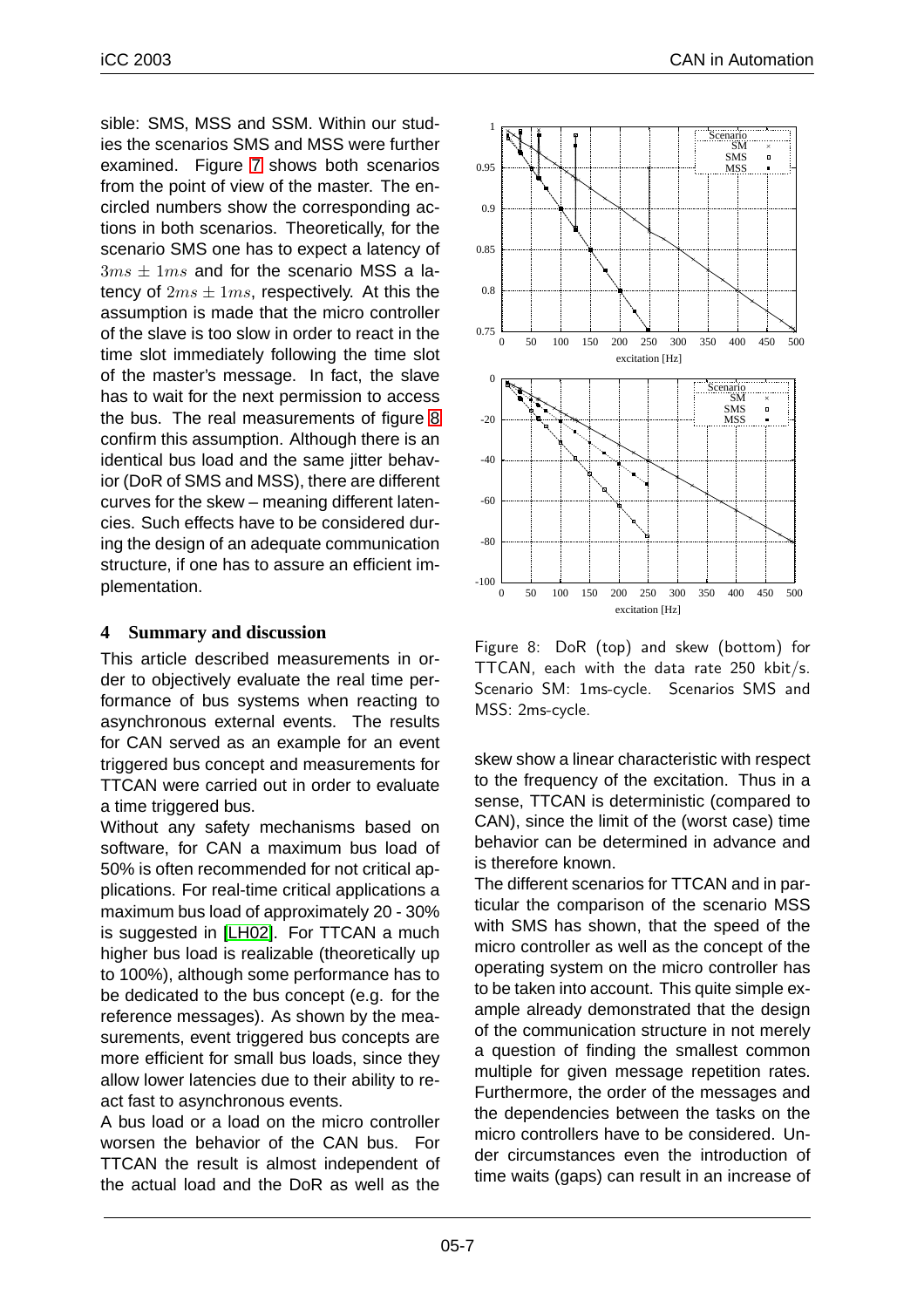sible: SMS, MSS and SSM. Within our studies the scenarios SMS and MSS were further examined. Figure 7 shows both scenarios from the point of view of the master. The encircled numbers show the corresponding actions in both scenarios. Theoretically, for the scenario SMS one has to expect a latency of $3ms \pm 1ms$ and for the scenario MSS a latency of $2ms \pm 1ms$, respectively. At this the assumption is made that the micro controller of the slave is too slow in order to react in the time slot immediately following the time slot of the master's message. In fact, the slave has to wait for the next permission to access the bus. The real measurements of figure 8 confirm this assumption. Although there is an identical bus load and the same jitter behavior (DoR of SMS and MSS), there are different curves for the skew – meaning different latencies. Such effects have to be considered during the design of an adequate communication structure, if one has to assure an efficient implementation.

## 4 Summary and discussion

This article described measurements in order to objectively evaluate the real time performance of bus systems when reacting to asynchronous external events. The results for CAN served as an example for an event triggered bus concept and measurements for TTCAN were carried out in order to evaluate a time triggered bus.

Without any safety mechanisms based on software, for CAN a maximum bus load of 50% is often recommended for not critical applications. For real-time critical applications a maximum bus load of approximately 20 - 30% is suggested in [LH02]. For TTCAN a much higher bus load is realizable (theoretically up to 100%), although some performance has to be dedicated to the bus concept (e.g. for the reference messages). As shown by the measurements, event triggered bus concepts are more efficient for small bus loads, since they allow lower latencies due to their ability to react fast to asynchronous events.

A bus load or a load on the micro controller worsen the behavior of the CAN bus. For TTCAN the result is almost independent of the actual load and the DoR as well as the skew show a linear characteristic with respect to the frequency of the excitation. Thus in a sense, TTCAN is deterministic (compared to CAN), since the limit of the (worst case) time behavior can be determined in advance and is therefore known.

Figure 8: DoR (top) and skew (bottom) for TTCAN, each with the data rate 250 kbit/s. Scenario SM: 1ms-cycle. Scenarios SMS and MSS: 2ms-cycle.

The different scenarios for TTCAN and in particular the comparison of the scenario MSS with SMS has shown, that the speed of the micro controller as well as the concept of the operating system on the micro controller has to be taken into account. This quite simple example already demonstrated that the design of the communication structure in not merely a question of finding the smallest common multiple for given message repetition rates. Furthermore, the order of the messages and the dependencies between the tasks on the micro controllers have to be considered. Under circumstances even the introduction of time waits (gaps) can result in an increase of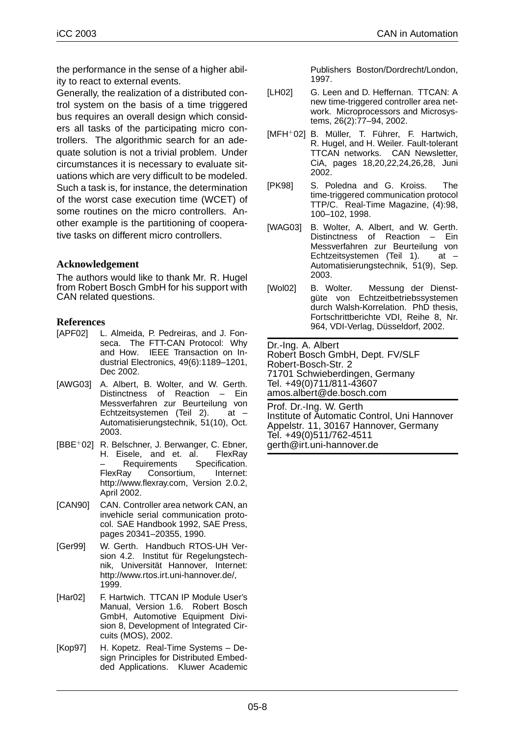the performance in the sense of a higher ability to react to external events.

Generally, the realization of a distributed control system on the basis of a time triggered bus requires an overall design which considers all tasks of the participating micro controllers. The algorithmic search for an adequate solution is not a trivial problem. Under circumstances it is necessary to evaluate situations which are very difficult to be modeled. Such a task is, for instance, the determination of the worst case execution time (WCET) of some routines on the micro controllers. Another example is the partitioning of cooperative tasks on different micro controllers.

## Acknowledgement

The authors would like to thank Mr. R. Hugel from Robert Bosch GmbH for his support with CAN related questions.

## References

[APF02] L. Almeida, P. Pedreiras, and J. Fonseca. The FTT-CAN Protocol: Why and How. IEEE Transaction on Industrial Electronics, 49(6):1189–1201, Dec 2002.

[AWG03] A. Albert, B. Wolter, and W. Gerth. Distinctness of Reaction – Ein Messverfahren zur Beurteilung von Echtzeitsystemen (Teil 2). at – Automatisierungstechnik, 51(10), Oct. 2003.

[BBE+02] R. Belschner, J. Berwanger, C. Ebner, H. Eisele, and et. al. FlexRay – Requirements Specification. FlexRay Consortium, Internet: http://www.flexray.com, Version 2.0.2, April 2002.

[CAN90] CAN. Controller area network CAN, an invehicle serial communication protocol. SAE Handbook 1992, SAE Press, pages 20341–20355, 1990.

[Ger99] W. Gerth. Handbuch RTOS-UH Version 4.2. Institut für Regelungstechnik, Universität Hannover, Internet: http://www.rtos.irt.uni-hannover.de/, 1999.

[Har02] F. Hartwich. TTCAN IP Module User's Manual, Version 1.6. Robert Bosch GmbH, Automotive Equipment Division 8, Development of Integrated Circuits (MOS), 2002.

[Kop97] H. Kopetz. Real-Time Systems – Design Principles for Distributed Embedded Applications. Kluwer Academic Publishers Boston/Dordrecht/London, 1997.

[LH02] G. Leen and D. Heffernan. TTCAN: A new time-triggered controller area network. Microprocessors and Microsystems, 26(2):77–94, 2002.

[MFH+02] B. Müller, T. Führer, F. Hartwich, R. Hugel, and H. Weiler. Fault-tolerant TTCAN networks. CAN Newsletter, CiA, pages 18,20,22,24,26,28, Juni 2002.

[PK98] S. Poledna and G. Kroiss. The time-triggered communication protocol TTP/C. Real-Time Magazine, (4):98, 100–102, 1998.

[WAG03] B. Wolter, A. Albert, and W. Gerth. Distinctness of Reaction – Ein Messverfahren zur Beurteilung von Echtzeitsystemen (Teil 1). at – Automatisierungstechnik, 51(9), Sep. 2003.

[Wol02] B. Wolter. Messung der Dienstgüte von Echtzeitbetriebssystemen durch Walsh-Korrelation. PhD thesis, Fortschrittberichte VDI, Reihe 8, Nr. 964, VDI-Verlag, Düsseldorf, 2002.

---

Dr.-Ing. A. Albert
Robert Bosch GmbH, Dept. FV/SLF
Robert-Bosch-Str. 2
71701 Schwieberdingen, Germany
Tel. +49(0)711/811-43607
amos.albert@de.bosch.com

---

Prof. Dr.-Ing. W. Gerth
Institute of Automatic Control, Uni Hannover
Appelstr. 11, 30167 Hannover, Germany
Tel. +49(0)511/762-4511
gerth@irt.uni-hannover.de